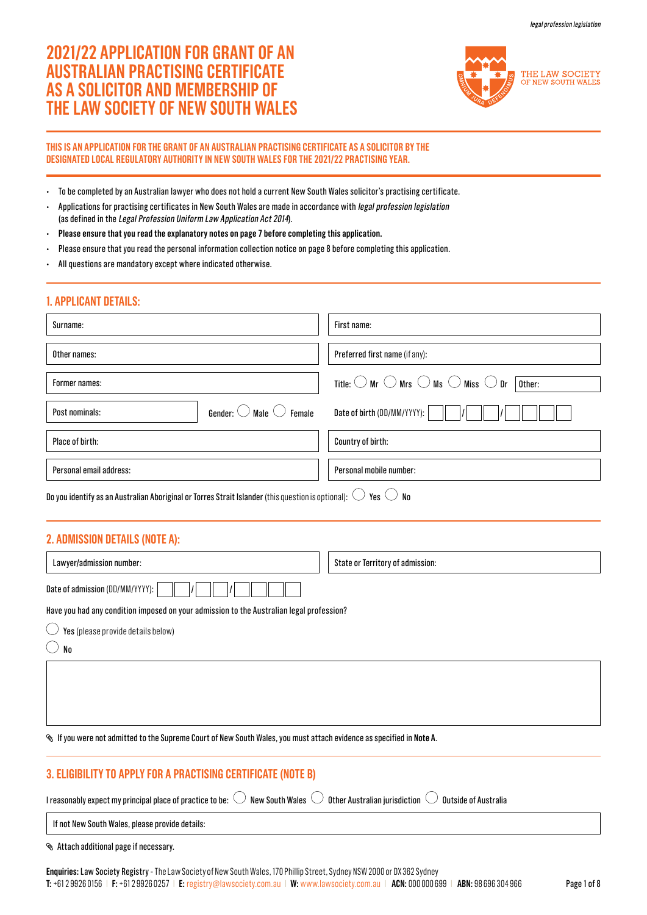# 2021/22 APPLICATION FOR GRANT OF AN AUSTRALIAN PRACTISING CERTIFICATE AS A SOLICITOR AND MEMBERSHIP OF THE LAW SOCIETY OF NEW SOUTH WALES

THE LAW SOCIETY OF NEW SOUTH WALES

**THIS IS AN APPLICATION FOR THE GRANT OF AN AUSTRALIAN PRACTISING CERTIFICATE AS A SOLICITOR BY THE DESIGNATED LOCAL REGULATORY AUTHORITY IN NEW SOUTH WALES FOR THE 2021/22 PRACTISING YEAR.**

- To be completed by an Australian lawyer who does not hold a current New South Wales solicitor's practising certificate.
- Applications for practising certificates in New South Wales are made in accordance with *legal profession legislation* (as defined in the *Legal Profession Uniform Law Application Act 2014*).
- **Please ensure that you read the explanatory notes on page 7 before completing this application.**
- Please ensure that you read the personal information collection notice on page 8 before completing this application.
- All questions are mandatory except where indicated otherwise.

## 1. APPLICANT DETAILS:

| | |
|---|---|
| Surname: | First name: |
| Other names: | Preferred first name (if any): |
| Former names: | Title: ◯ Mr ◯ Mrs ◯ Ms ◯ Miss ◯ Dr Other: |
| Post nominals: Gender: ◯ Male ◯ Female | Date of birth (DD/MM/YYYY): __ __ / __ __ / __ __ __ __ |
| Place of birth: | Country of birth: |
| Personal email address: | Personal mobile number: |

Do you identify as an Australian Aboriginal or Torres Strait Islander (this question is optional): ◯ Yes ◯ No

## 2. ADMISSION DETAILS (NOTE A):

| | |
|---|---|
| Lawyer/admission number: | State or Territory of admission: |

Date of admission (DD/MM/YYYY): __ __ / __ __ / __ __ __ __

Have you had any condition imposed on your admission to the Australian legal profession?

◯ Yes (please provide details below)

◯ No

✎ If you were not admitted to the Supreme Court of New South Wales, you must attach evidence as specified in **Note A**.

## 3. ELIGIBILITY TO APPLY FOR A PRACTISING CERTIFICATE (NOTE B)

I reasonably expect my principal place of practice to be: ◯ New South Wales ◯ Other Australian jurisdiction ◯ Outside of Australia

If not New South Wales, please provide details:

✎ Attach additional page if necessary.

**Enquiries:** Law Society Registry - The Law Society of New South Wales, 170 Phillip Street, Sydney NSW 2000 or DX 362 Sydney
**T:** +61 2 9926 0156 | **F:** +61 2 9926 0257 | **E:** registry@lawsociety.com.au | **W:** www.lawsociety.com.au | **ACN:** 000 000 699 | **ABN:** 98 696 304 966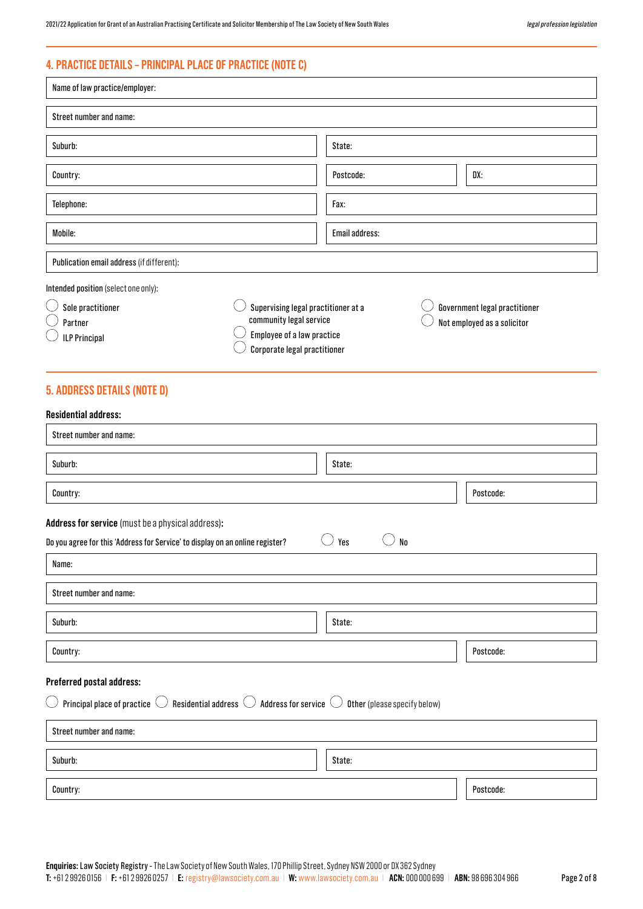## 4. PRACTICE DETAILS – PRINCIPAL PLACE OF PRACTICE (NOTE C)

| Name of law practice/employer: | | |
|---|---|---|
| Street number and name: | | |
| Suburb: | State: | |
| Country: | Postcode: | DX: |
| Telephone: | Fax: | |
| Mobile: | Email address: | |
| Publication email address (if different): | | |

**Intended position** (select one only):

- ◯ Sole practitioner
- ◯ Partner
- ◯ ILP Principal
- ◯ Supervising legal practitioner at a community legal service
- ◯ Employee of a law practice
- ◯ Corporate legal practitioner
- ◯ Government legal practitioner
- ◯ Not employed as a solicitor

## 5. ADDRESS DETAILS (NOTE D)

**Residential address:**

| Street number and name: | |
|---|---|
| Suburb: | State: |
| Country: | Postcode: |

**Address for service** (must be a physical address)**:**

Do you agree for this 'Address for Service' to display on an online register? ◯ Yes ◯ No

| Name: | |
|---|---|
| Street number and name: | |
| Suburb: | State: |
| Country: | Postcode: |

**Preferred postal address:**

◯ Principal place of practice ◯ Residential address ◯ Address for service ◯ Other (please specify below)

| Street number and name: | |
|---|---|
| Suburb: | State: |
| Country: | Postcode: |

**Enquiries:** Law Society Registry - The Law Society of New South Wales, 170 Phillip Street, Sydney NSW 2000 or DX 362 Sydney
**T:** +61 2 9926 0156 | **F:** +61 2 9926 0257 | **E:** registry@lawsociety.com.au | **W:** www.lawsociety.com.au | **ACN:** 000 000 699 | **ABN:** 98 696 304 966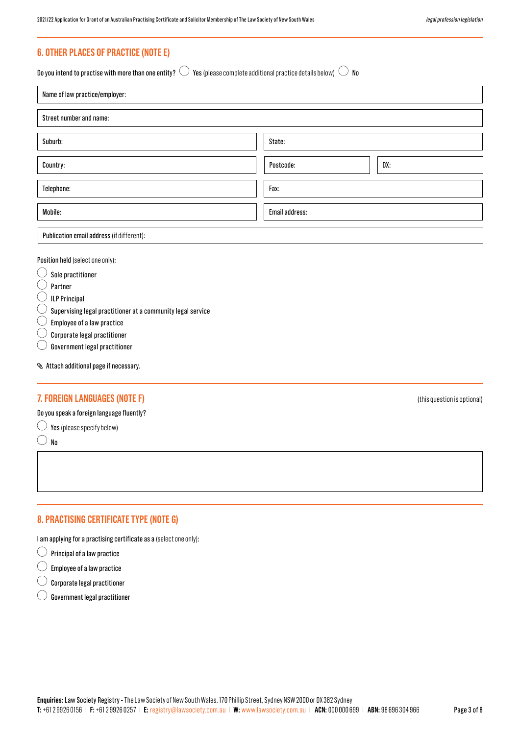## 6. OTHER PLACES OF PRACTICE (NOTE E)

Do you intend to practise with more than one entity? ◯ Yes (please complete additional practice details below) ◯ No

| Name of law practice/employer: | | |
|---|---|---|
| Street number and name: | | |
| Suburb: | State: | |
| Country: | Postcode: | DX: |
| Telephone: | Fax: | |
| Mobile: | Email address: | |
| Publication email address (if different): | | |

**Position held** (select one only):

- ◯ Sole practitioner
- ◯ Partner
- ◯ ILP Principal
- ◯ Supervising legal practitioner at a community legal service
- ◯ Employee of a law practice
- ◯ Corporate legal practitioner
- ◯ Government legal practitioner

📎 Attach additional page if necessary.

## 7. FOREIGN LANGUAGES (NOTE F)

(this question is optional)

Do you speak a foreign language fluently?

- ◯ Yes (please specify below)
- ◯ No

| |
|---|
| |

## 8. PRACTISING CERTIFICATE TYPE (NOTE G)

**I am applying for a practising certificate as a** (select one only):

- ◯ Principal of a law practice
- ◯ Employee of a law practice
- ◯ Corporate legal practitioner
- ◯ Government legal practitioner

**Enquiries:** Law Society Registry - The Law Society of New South Wales, 170 Phillip Street, Sydney NSW 2000 or DX 362 Sydney
**T:** +61 2 9926 0156 | **F:** +61 2 9926 0257 | **E:** registry@lawsociety.com.au | **W:** www.lawsociety.com.au | **ACN:** 000 000 699 | **ABN:** 98 696 304 966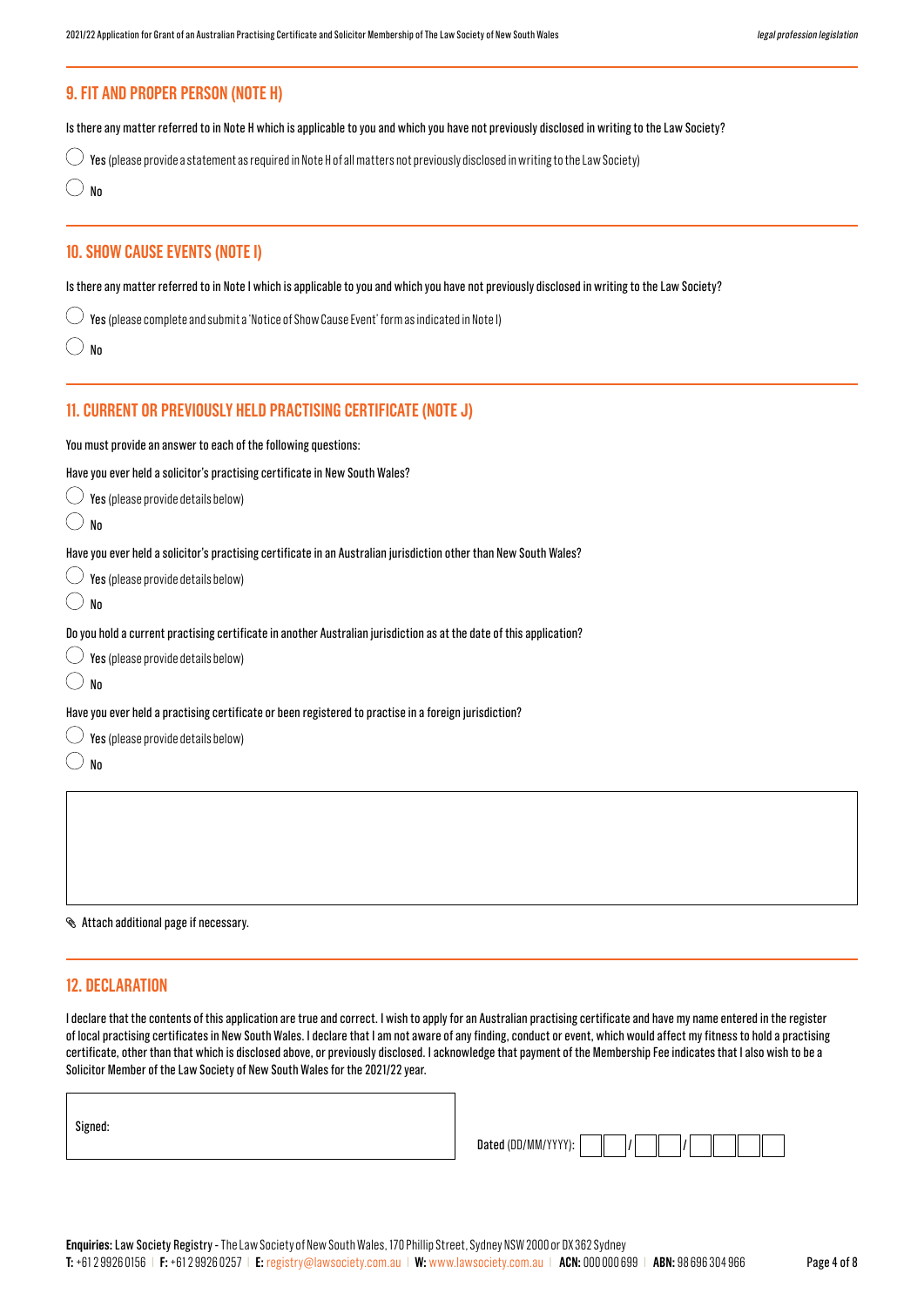## 9. FIT AND PROPER PERSON (NOTE H)

Is there any matter referred to in Note H which is applicable to you and which you have not previously disclosed in writing to the Law Society?

◯ **Yes** (please provide a statement as required in Note H of all matters not previously disclosed in writing to the Law Society)

◯ **No**

## 10. SHOW CAUSE EVENTS (NOTE I)

Is there any matter referred to in Note I which is applicable to you and which you have not previously disclosed in writing to the Law Society?

◯ **Yes** (please complete and submit a 'Notice of Show Cause Event' form as indicated in Note I)

◯ **No**

## 11. CURRENT OR PREVIOUSLY HELD PRACTISING CERTIFICATE (NOTE J)

You must provide an answer to each of the following questions:

Have you ever held a solicitor's practising certificate in New South Wales?

◯ **Yes** (please provide details below)

◯ **No**

Have you ever held a solicitor's practising certificate in an Australian jurisdiction other than New South Wales?

◯ **Yes** (please provide details below)

◯ **No**

Do you hold a current practising certificate in another Australian jurisdiction as at the date of this application?

◯ **Yes** (please provide details below)

◯ **No**

Have you ever held a practising certificate or been registered to practise in a foreign jurisdiction?

◯ **Yes** (please provide details below)

◯ **No**

Attach additional page if necessary.

## 12. DECLARATION

I declare that the contents of this application are true and correct. I wish to apply for an Australian practising certificate and have my name entered in the register of local practising certificates in New South Wales. I declare that I am not aware of any finding, conduct or event, which would affect my fitness to hold a practising certificate, other than that which is disclosed above, or previously disclosed. I acknowledge that payment of the Membership Fee indicates that I also wish to be a Solicitor Member of the Law Society of New South Wales for the 2021/22 year.

Signed:

Dated (DD/MM/YYYY): __ __ / __ __ / __ __ __ __

**Enquiries:** Law Society Registry - The Law Society of New South Wales, 170 Phillip Street, Sydney NSW 2000 or DX 362 Sydney
**T:** +61 2 9926 0156 | **F:** +61 2 9926 0257 | **E:** registry@lawsociety.com.au | **W:** www.lawsociety.com.au | **ACN:** 000 000 699 | **ABN:** 98 696 304 966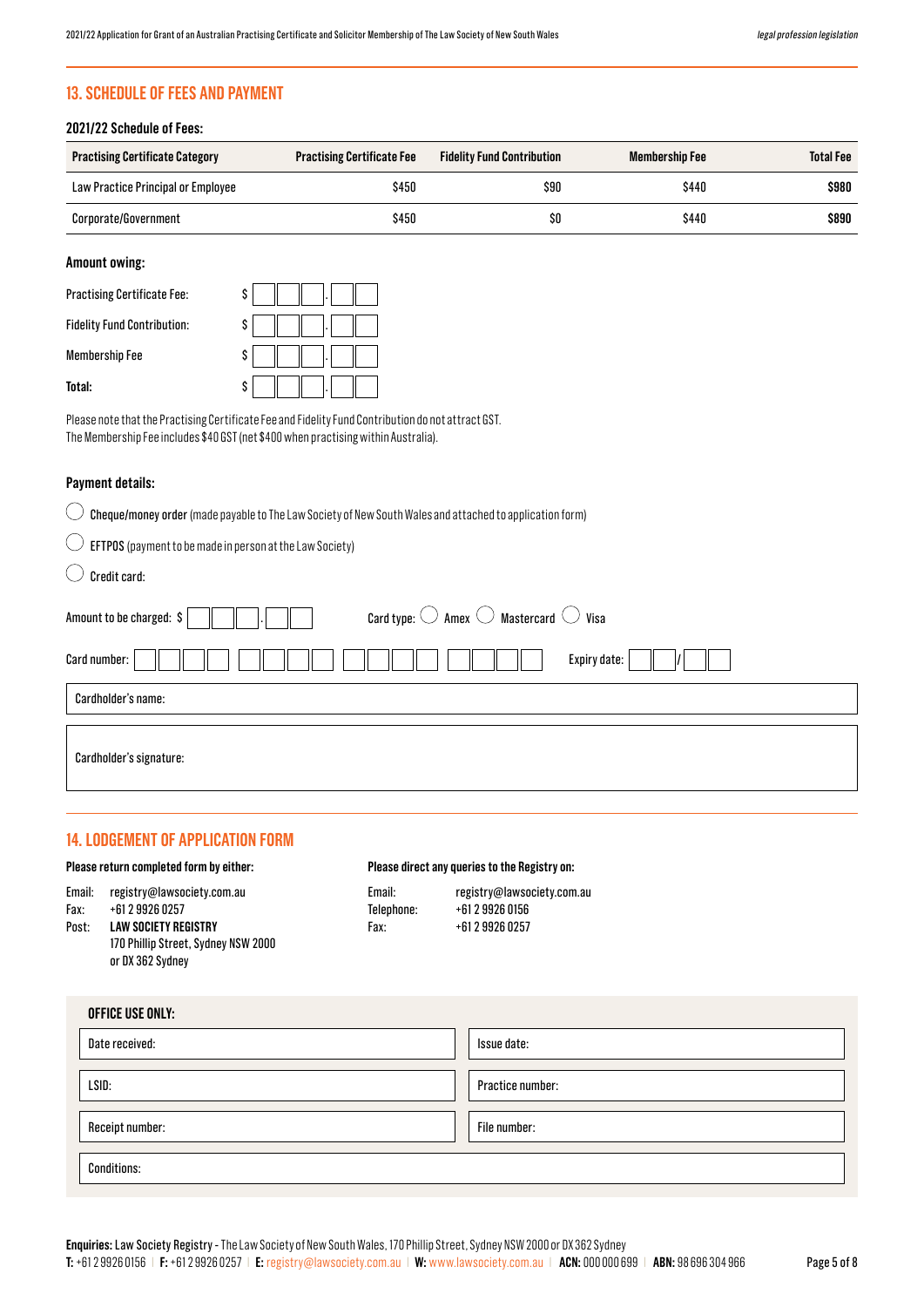## 13. SCHEDULE OF FEES AND PAYMENT

### 2021/22 Schedule of Fees:

| Practising Certificate Category | Practising Certificate Fee | Fidelity Fund Contribution | Membership Fee | Total Fee |
|---|---|---|---|---|
| Law Practice Principal or Employee | $450 | $90 | $440 | **$980** |
| Corporate/Government | $450 | $0 | $440 | **$890** |

### Amount owing:

Practising Certificate Fee: $ ___ . __

Fidelity Fund Contribution: $ ___ . __

Membership Fee $ ___ . __

**Total:** $ ___ . __

Please note that the Practising Certificate Fee and Fidelity Fund Contribution do not attract GST.
The Membership Fee includes $40 GST (net $400 when practising within Australia).

### Payment details:

- ◯ **Cheque/money order** (made payable to The Law Society of New South Wales and attached to application form)
- ◯ **EFTPOS** (payment to be made in person at the Law Society)
- ◯ **Credit card:**

Amount to be charged: $ ___ . __ Card type: ◯ Amex ◯ Mastercard ◯ Visa

Card number: ____ ____ ____ ____ Expiry date: __ / __

Cardholder's name:

Cardholder's signature:

## 14. LODGEMENT OF APPLICATION FORM

**Please return completed form by either:**

Email: registry@lawsociety.com.au
Fax: +61 2 9926 0257
Post: **LAW SOCIETY REGISTRY**
170 Phillip Street, Sydney NSW 2000
or DX 362 Sydney

**Please direct any queries to the Registry on:**

Email: registry@lawsociety.com.au
Telephone: +61 2 9926 0156
Fax: +61 2 9926 0257

**OFFICE USE ONLY:**

| Date received: | Issue date: |
|---|---|
| LSID: | Practice number: |
| Receipt number: | File number: |
| Conditions: | |

**Enquiries:** Law Society Registry - The Law Society of New South Wales, 170 Phillip Street, Sydney NSW 2000 or DX 362 Sydney
**T:** +61 2 9926 0156 | **F:** +61 2 9926 0257 | **E:** registry@lawsociety.com.au | **W:** www.lawsociety.com.au | **ACN:** 000 000 699 | **ABN:** 98 696 304 966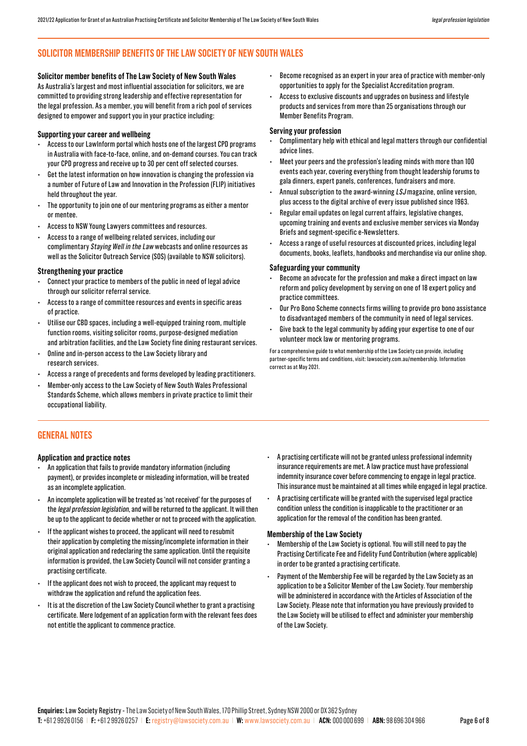## SOLICITOR MEMBERSHIP BENEFITS OF THE LAW SOCIETY OF NEW SOUTH WALES

**Solicitor member benefits of The Law Society of New South Wales**

As Australia's largest and most influential association for solicitors, we are committed to providing strong leadership and effective representation for the legal profession. As a member, you will benefit from a rich pool of services designed to empower and support you in your practice including:

**Supporting your career and wellbeing**

- Access to our LawInform portal which hosts one of the largest CPD programs in Australia with face-to-face, online, and on-demand courses. You can track your CPD progress and receive up to 30 per cent off selected courses.
- Get the latest information on how innovation is changing the profession via a number of Future of Law and Innovation in the Profession (FLIP) initiatives held throughout the year.
- The opportunity to join one of our mentoring programs as either a mentor or mentee.
- Access to NSW Young Lawyers committees and resources.
- Access to a range of wellbeing related services, including our complimentary *Staying Well in the Law* webcasts and online resources as well as the Solicitor Outreach Service (SOS) (available to NSW solicitors).

**Strengthening your practice**

- Connect your practice to members of the public in need of legal advice through our solicitor referral service.
- Access to a range of committee resources and events in specific areas of practice.
- Utilise our CBD spaces, including a well-equipped training room, multiple function rooms, visiting solicitor rooms, purpose-designed mediation and arbitration facilities, and the Law Society fine dining restaurant services.
- Online and in-person access to the Law Society library and research services.
- Access a range of precedents and forms developed by leading practitioners.
- Member-only access to the Law Society of New South Wales Professional Standards Scheme, which allows members in private practice to limit their occupational liability.
- Become recognised as an expert in your area of practice with member-only opportunities to apply for the Specialist Accreditation program.
- Access to exclusive discounts and upgrades on business and lifestyle products and services from more than 25 organisations through our Member Benefits Program.

**Serving your profession**

- Complimentary help with ethical and legal matters through our confidential advice lines.
- Meet your peers and the profession's leading minds with more than 100 events each year, covering everything from thought leadership forums to gala dinners, expert panels, conferences, fundraisers and more.
- Annual subscription to the award-winning *LSJ* magazine, online version, plus access to the digital archive of every issue published since 1963.
- Regular email updates on legal current affairs, legislative changes, upcoming training and events and exclusive member services via Monday Briefs and segment-specific e-Newsletters.
- Access a range of useful resources at discounted prices, including legal documents, books, leaflets, handbooks and merchandise via our online shop.

**Safeguarding your community**

- Become an advocate for the profession and make a direct impact on law reform and policy development by serving on one of 18 expert policy and practice committees.
- Our Pro Bono Scheme connects firms willing to provide pro bono assistance to disadvantaged members of the community in need of legal services.
- Give back to the legal community by adding your expertise to one of our volunteer mock law or mentoring programs.

For a comprehensive guide to what membership of the Law Society can provide, including partner-specific terms and conditions, visit: lawsociety.com.au/membership. Information correct as at May 2021.

## GENERAL NOTES

**Application and practice notes**

- An application that fails to provide mandatory information (including payment), or provides incomplete or misleading information, will be treated as an incomplete application.
- An incomplete application will be treated as 'not received' for the purposes of the *legal profession legislation*, and will be returned to the applicant. It will then be up to the applicant to decide whether or not to proceed with the application.
- If the applicant wishes to proceed, the applicant will need to resubmit their application by completing the missing/incomplete information in their original application and redeclaring the same application. Until the requisite information is provided, the Law Society Council will not consider granting a practising certificate.
- If the applicant does not wish to proceed, the applicant may request to withdraw the application and refund the application fees.
- It is at the discretion of the Law Society Council whether to grant a practising certificate. Mere lodgement of an application form with the relevant fees does not entitle the applicant to commence practice.
- A practising certificate will not be granted unless professional indemnity insurance requirements are met. A law practice must have professional indemnity insurance cover before commencing to engage in legal practice. This insurance must be maintained at all times while engaged in legal practice.
- A practising certificate will be granted with the supervised legal practice condition unless the condition is inapplicable to the practitioner or an application for the removal of the condition has been granted.

**Membership of the Law Society**

- Membership of the Law Society is optional. You will still need to pay the Practising Certificate Fee and Fidelity Fund Contribution (where applicable) in order to be granted a practising certificate.
- Payment of the Membership Fee will be regarded by the Law Society as an application to be a Solicitor Member of the Law Society. Your membership will be administered in accordance with the Articles of Association of the Law Society. Please note that information you have previously provided to the Law Society will be utilised to effect and administer your membership of the Law Society.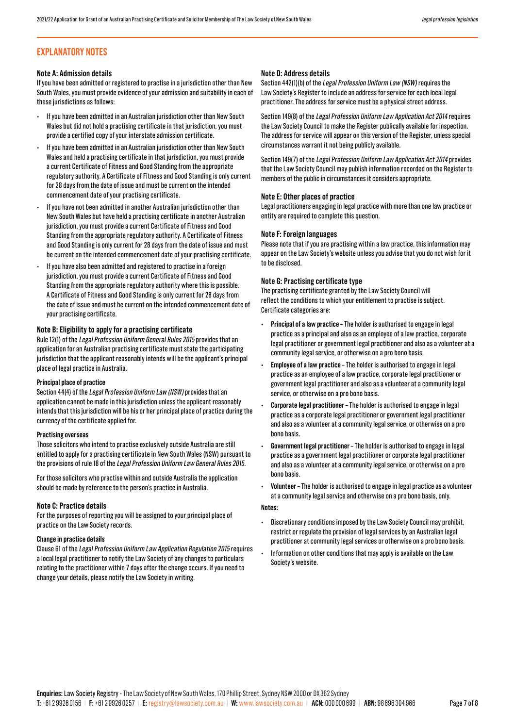## EXPLANATORY NOTES

### Note A: Admission details

If you have been admitted or registered to practise in a jurisdiction other than New South Wales, you must provide evidence of your admission and suitability in each of these jurisdictions as follows:

- If you have been admitted in an Australian jurisdiction other than New South Wales but did not hold a practising certificate in that jurisdiction, you must provide a certified copy of your interstate admission certificate.
- If you have been admitted in an Australian jurisdiction other than New South Wales and held a practising certificate in that jurisdiction, you must provide a current Certificate of Fitness and Good Standing from the appropriate regulatory authority. A Certificate of Fitness and Good Standing is only current for 28 days from the date of issue and must be current on the intended commencement date of your practising certificate.
- If you have not been admitted in another Australian jurisdiction other than New South Wales but have held a practising certificate in another Australian jurisdiction, you must provide a current Certificate of Fitness and Good Standing from the appropriate regulatory authority. A Certificate of Fitness and Good Standing is only current for 28 days from the date of issue and must be current on the intended commencement date of your practising certificate.
- If you have also been admitted and registered to practise in a foreign jurisdiction, you must provide a current Certificate of Fitness and Good Standing from the appropriate regulatory authority where this is possible. A Certificate of Fitness and Good Standing is only current for 28 days from the date of issue and must be current on the intended commencement date of your practising certificate.

### Note B: Eligibility to apply for a practising certificate

Rule 12(1) of the *Legal Profession Uniform General Rules 2015* provides that an application for an Australian practising certificate must state the participating jurisdiction that the applicant reasonably intends will be the applicant's principal place of legal practice in Australia.

#### Principal place of practice

Section 44(4) of the *Legal Profession Uniform Law (NSW)* provides that an application cannot be made in this jurisdiction unless the applicant reasonably intends that this jurisdiction will be his or her principal place of practice during the currency of the certificate applied for.

#### Practising overseas

Those solicitors who intend to practise exclusively outside Australia are still entitled to apply for a practising certificate in New South Wales (NSW) pursuant to the provisions of rule 18 of the *Legal Profession Uniform Law General Rules 2015*.

For those solicitors who practise within and outside Australia the application should be made by reference to the person's practice in Australia.

### Note C: Practice details

For the purposes of reporting you will be assigned to your principal place of practice on the Law Society records.

#### Change in practice details

Clause 61 of the *Legal Profession Uniform Law Application Regulation 2015* requires a local legal practitioner to notify the Law Society of any changes to particulars relating to the practitioner within 7 days after the change occurs. If you need to change your details, please notify the Law Society in writing.

### Note D: Address details

Section 442(1)(b) of the *Legal Profession Uniform Law (NSW)* requires the Law Society's Register to include an address for service for each local legal practitioner. The address for service must be a physical street address.

Section 149(8) of the *Legal Profession Uniform Law Application Act 2014* requires the Law Society Council to make the Register publically available for inspection. The address for service will appear on this version of the Register, unless special circumstances warrant it not being publicly available.

Section 149(7) of the *Legal Profession Uniform Law Application Act 2014* provides that the Law Society Council may publish information recorded on the Register to members of the public in circumstances it considers appropriate.

### Note E: Other places of practice

Legal practitioners engaging in legal practice with more than one law practice or entity are required to complete this question.

### Note F: Foreign languages

Please note that if you are practising within a law practice, this information may appear on the Law Society's website unless you advise that you do not wish for it to be disclosed.

### Note G: Practising certificate type

The practising certificate granted by the Law Society Council will reflect the conditions to which your entitlement to practise is subject. Certificate categories are:

- **Principal of a law practice** – The holder is authorised to engage in legal practice as a principal and also as an employee of a law practice, corporate legal practitioner or government legal practitioner and also as a volunteer at a community legal service, or otherwise on a pro bono basis.
- **Employee of a law practice** – The holder is authorised to engage in legal practice as an employee of a law practice, corporate legal practitioner or government legal practitioner and also as a volunteer at a community legal service, or otherwise on a pro bono basis.
- **Corporate legal practitioner** – The holder is authorised to engage in legal practice as a corporate legal practitioner or government legal practitioner and also as a volunteer at a community legal service, or otherwise on a pro bono basis.
- **Government legal practitioner** – The holder is authorised to engage in legal practice as a government legal practitioner or corporate legal practitioner and also as a volunteer at a community legal service, or otherwise on a pro bono basis.
- **Volunteer** – The holder is authorised to engage in legal practice as a volunteer at a community legal service and otherwise on a pro bono basis, only.

**Notes:**

- Discretionary conditions imposed by the Law Society Council may prohibit, restrict or regulate the provision of legal services by an Australian legal practitioner at community legal services or otherwise on a pro bono basis.
- Information on other conditions that may apply is available on the Law Society's website.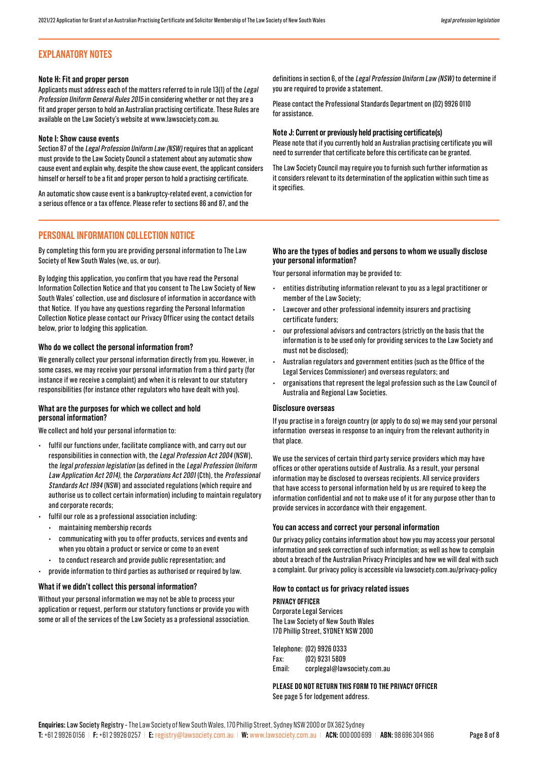## EXPLANATORY NOTES

### Note H: Fit and proper person

Applicants must address each of the matters referred to in rule 13(1) of the *Legal Profession Uniform General Rules 2015* in considering whether or not they are a fit and proper person to hold an Australian practising certificate. These Rules are available on the Law Society's website at www.lawsociety.com.au.

### Note I: Show cause events

Section 87 of the *Legal Profession Uniform Law (NSW)* requires that an applicant must provide to the Law Society Council a statement about any automatic show cause event and explain why, despite the show cause event, the applicant considers himself or herself to be a fit and proper person to hold a practising certificate.

An automatic show cause event is a bankruptcy-related event, a conviction for a serious offence or a tax offence. Please refer to sections 86 and 87, and the definitions in section 6, of the *Legal Profession Uniform Law (NSW)* to determine if you are required to provide a statement.

Please contact the Professional Standards Department on (02) 9926 0110 for assistance.

### Note J: Current or previously held practising certificate(s)

Please note that if you currently hold an Australian practising certificate you will need to surrender that certificate before this certificate can be granted.

The Law Society Council may require you to furnish such further information as it considers relevant to its determination of the application within such time as it specifies.

## PERSONAL INFORMATION COLLECTION NOTICE

By completing this form you are providing personal information to The Law Society of New South Wales (we, us, or our).

By lodging this application, you confirm that you have read the Personal Information Collection Notice and that you consent to The Law Society of New South Wales' collection, use and disclosure of information in accordance with that Notice. If you have any questions regarding the Personal Information Collection Notice please contact our Privacy Officer using the contact details below, prior to lodging this application.

### Who do we collect the personal information from?

We generally collect your personal information directly from you. However, in some cases, we may receive your personal information from a third party (for instance if we receive a complaint) and when it is relevant to our statutory responsibilities (for instance other regulators who have dealt with you).

### What are the purposes for which we collect and hold personal information?

We collect and hold your personal information to:

- fulfil our functions under, facilitate compliance with, and carry out our responsibilities in connection with, the *Legal Profession Act 2004* (NSW), the *legal profession legislation* (as defined in the *Legal Profession Uniform Law Application Act 2014)*, the *Corporations Act 2001* (Cth), the *Professional Standards Act 1994* (NSW) and associated regulations (which require and authorise us to collect certain information) including to maintain regulatory and corporate records;
- fulfil our role as a professional association including:
  - maintaining membership records
  - communicating with you to offer products, services and events and when you obtain a product or service or come to an event
  - to conduct research and provide public representation; and
- provide information to third parties as authorised or required by law.

### What if we didn't collect this personal information?

Without your personal information we may not be able to process your application or request, perform our statutory functions or provide you with some or all of the services of the Law Society as a professional association.

### Who are the types of bodies and persons to whom we usually disclose your personal information?

Your personal information may be provided to:

- entities distributing information relevant to you as a legal practitioner or member of the Law Society;
- Lawcover and other professional indemnity insurers and practising certificate funders;
- our professional advisors and contractors (strictly on the basis that the information is to be used only for providing services to the Law Society and must not be disclosed);
- Australian regulators and government entities (such as the Office of the Legal Services Commissioner) and overseas regulators; and
- organisations that represent the legal profession such as the Law Council of Australia and Regional Law Societies.

### Disclosure overseas

If you practise in a foreign country (or apply to do so) we may send your personal information overseas in response to an inquiry from the relevant authority in that place.

We use the services of certain third party service providers which may have offices or other operations outside of Australia. As a result, your personal information may be disclosed to overseas recipients. All service providers that have access to personal information held by us are required to keep the information confidential and not to make use of it for any purpose other than to provide services in accordance with their engagement.

### You can access and correct your personal information

Our privacy policy contains information about how you may access your personal information and seek correction of such information; as well as how to complain about a breach of the Australian Privacy Principles and how we will deal with such a complaint. Our privacy policy is accessible via lawsociety.com.au/privacy-policy

### How to contact us for privacy related issues

**PRIVACY OFFICER**
Corporate Legal Services
The Law Society of New South Wales
170 Phillip Street, SYDNEY NSW 2000

Telephone: (02) 9926 0333
Fax: (02) 9231 5809
Email: corplegal@lawsociety.com.au

**PLEASE DO NOT RETURN THIS FORM TO THE PRIVACY OFFICER**
See page 5 for lodgement address.

**Enquiries:** Law Society Registry - The Law Society of New South Wales, 170 Phillip Street, Sydney NSW 2000 or DX 362 Sydney
**T:** +61 2 9926 0156 | **F:** +61 2 9926 0257 | **E:** registry@lawsociety.com.au | **W:** www.lawsociety.com.au | **ACN:** 000 000 699 | **ABN:** 98 696 304 966